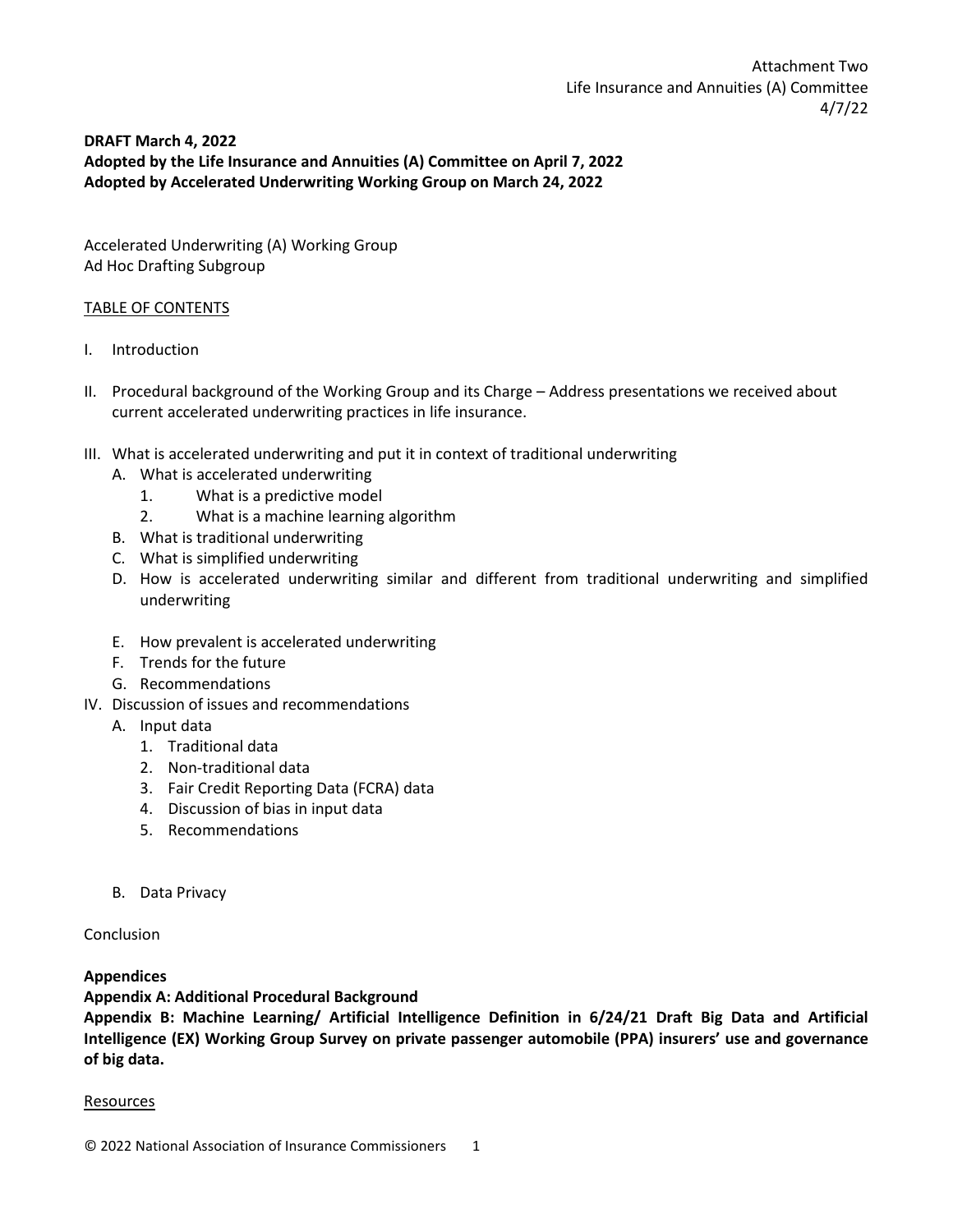Attachment Two
Life Insurance and Annuities (A) Committee
4/7/22

**DRAFT March 4, 2022**
**Adopted by the Life Insurance and Annuities (A) Committee on April 7, 2022**
**Adopted by Accelerated Underwriting Working Group on March 24, 2022**

Accelerated Underwriting (A) Working Group
Ad Hoc Drafting Subgroup

TABLE OF CONTENTS

I. Introduction

II. Procedural background of the Working Group and its Charge – Address presentations we received about current accelerated underwriting practices in life insurance.

III. What is accelerated underwriting and put it in context of traditional underwriting
   A. What is accelerated underwriting
      1. What is a predictive model
      2. What is a machine learning algorithm
   B. What is traditional underwriting
   C. What is simplified underwriting
   D. How is accelerated underwriting similar and different from traditional underwriting and simplified underwriting
   E. How prevalent is accelerated underwriting
   F. Trends for the future
   G. Recommendations

IV. Discussion of issues and recommendations
   A. Input data
      1. Traditional data
      2. Non-traditional data
      3. Fair Credit Reporting Data (FCRA) data
      4. Discussion of bias in input data
      5. Recommendations
   B. Data Privacy

Conclusion

**Appendices**

**Appendix A: Additional Procedural Background**

**Appendix B: Machine Learning/ Artificial Intelligence Definition in 6/24/21 Draft Big Data and Artificial Intelligence (EX) Working Group Survey on private passenger automobile (PPA) insurers' use and governance of big data.**

Resources

© 2022 National Association of Insurance Commissioners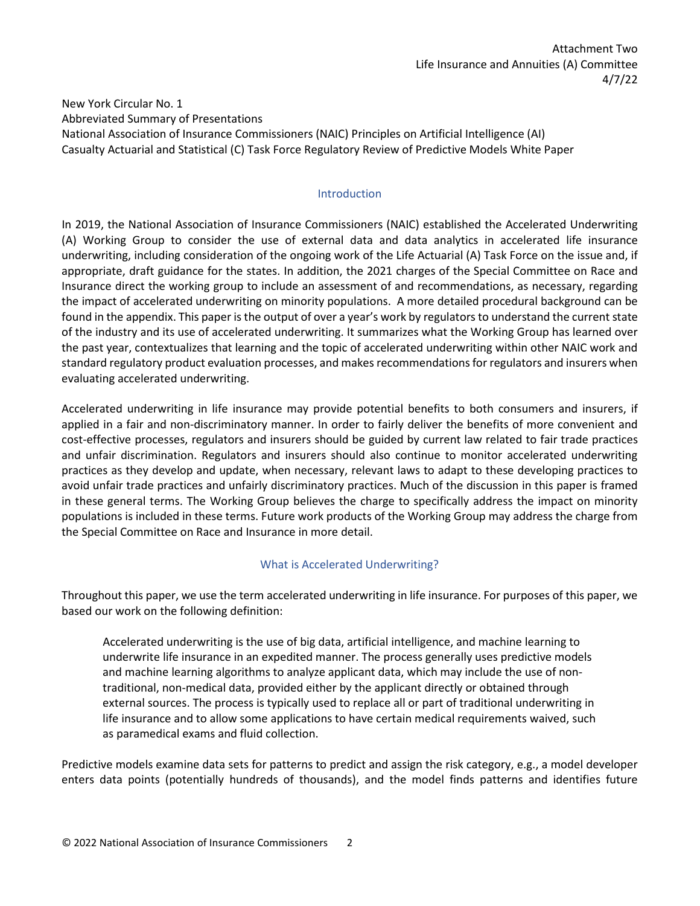Attachment Two
Life Insurance and Annuities (A) Committee
4/7/22

New York Circular No. 1
Abbreviated Summary of Presentations
National Association of Insurance Commissioners (NAIC) Principles on Artificial Intelligence (AI)
Casualty Actuarial and Statistical (C) Task Force Regulatory Review of Predictive Models White Paper

## Introduction

In 2019, the National Association of Insurance Commissioners (NAIC) established the Accelerated Underwriting (A) Working Group to consider the use of external data and data analytics in accelerated life insurance underwriting, including consideration of the ongoing work of the Life Actuarial (A) Task Force on the issue and, if appropriate, draft guidance for the states. In addition, the 2021 charges of the Special Committee on Race and Insurance direct the working group to include an assessment of and recommendations, as necessary, regarding the impact of accelerated underwriting on minority populations. A more detailed procedural background can be found in the appendix. This paper is the output of over a year's work by regulators to understand the current state of the industry and its use of accelerated underwriting. It summarizes what the Working Group has learned over the past year, contextualizes that learning and the topic of accelerated underwriting within other NAIC work and standard regulatory product evaluation processes, and makes recommendations for regulators and insurers when evaluating accelerated underwriting.

Accelerated underwriting in life insurance may provide potential benefits to both consumers and insurers, if applied in a fair and non-discriminatory manner. In order to fairly deliver the benefits of more convenient and cost-effective processes, regulators and insurers should be guided by current law related to fair trade practices and unfair discrimination. Regulators and insurers should also continue to monitor accelerated underwriting practices as they develop and update, when necessary, relevant laws to adapt to these developing practices to avoid unfair trade practices and unfairly discriminatory practices. Much of the discussion in this paper is framed in these general terms. The Working Group believes the charge to specifically address the impact on minority populations is included in these terms. Future work products of the Working Group may address the charge from the Special Committee on Race and Insurance in more detail.

## What is Accelerated Underwriting?

Throughout this paper, we use the term accelerated underwriting in life insurance. For purposes of this paper, we based our work on the following definition:

> Accelerated underwriting is the use of big data, artificial intelligence, and machine learning to underwrite life insurance in an expedited manner. The process generally uses predictive models and machine learning algorithms to analyze applicant data, which may include the use of non-traditional, non-medical data, provided either by the applicant directly or obtained through external sources. The process is typically used to replace all or part of traditional underwriting in life insurance and to allow some applications to have certain medical requirements waived, such as paramedical exams and fluid collection.

Predictive models examine data sets for patterns to predict and assign the risk category, e.g., a model developer enters data points (potentially hundreds of thousands), and the model finds patterns and identifies future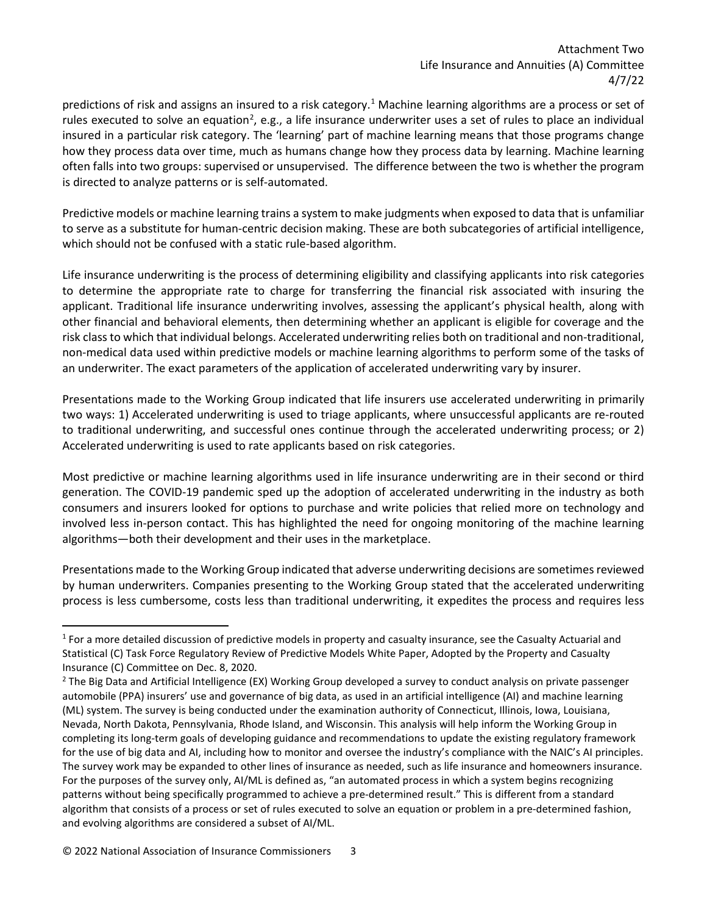predictions of risk and assigns an insured to a risk category.[1] Machine learning algorithms are a process or set of rules executed to solve an equation[2], e.g., a life insurance underwriter uses a set of rules to place an individual insured in a particular risk category. The 'learning' part of machine learning means that those programs change how they process data over time, much as humans change how they process data by learning. Machine learning often falls into two groups: supervised or unsupervised. The difference between the two is whether the program is directed to analyze patterns or is self-automated.

Predictive models or machine learning trains a system to make judgments when exposed to data that is unfamiliar to serve as a substitute for human-centric decision making. These are both subcategories of artificial intelligence, which should not be confused with a static rule-based algorithm.

Life insurance underwriting is the process of determining eligibility and classifying applicants into risk categories to determine the appropriate rate to charge for transferring the financial risk associated with insuring the applicant. Traditional life insurance underwriting involves, assessing the applicant's physical health, along with other financial and behavioral elements, then determining whether an applicant is eligible for coverage and the risk class to which that individual belongs. Accelerated underwriting relies both on traditional and non-traditional, non-medical data used within predictive models or machine learning algorithms to perform some of the tasks of an underwriter. The exact parameters of the application of accelerated underwriting vary by insurer.

Presentations made to the Working Group indicated that life insurers use accelerated underwriting in primarily two ways: 1) Accelerated underwriting is used to triage applicants, where unsuccessful applicants are re-routed to traditional underwriting, and successful ones continue through the accelerated underwriting process; or 2) Accelerated underwriting is used to rate applicants based on risk categories.

Most predictive or machine learning algorithms used in life insurance underwriting are in their second or third generation. The COVID-19 pandemic sped up the adoption of accelerated underwriting in the industry as both consumers and insurers looked for options to purchase and write policies that relied more on technology and involved less in-person contact. This has highlighted the need for ongoing monitoring of the machine learning algorithms—both their development and their uses in the marketplace.

Presentations made to the Working Group indicated that adverse underwriting decisions are sometimes reviewed by human underwriters. Companies presenting to the Working Group stated that the accelerated underwriting process is less cumbersome, costs less than traditional underwriting, it expedites the process and requires less

---

[1] For a more detailed discussion of predictive models in property and casualty insurance, see the Casualty Actuarial and Statistical (C) Task Force Regulatory Review of Predictive Models White Paper, Adopted by the Property and Casualty Insurance (C) Committee on Dec. 8, 2020.

[2] The Big Data and Artificial Intelligence (EX) Working Group developed a survey to conduct analysis on private passenger automobile (PPA) insurers' use and governance of big data, as used in an artificial intelligence (AI) and machine learning (ML) system. The survey is being conducted under the examination authority of Connecticut, Illinois, Iowa, Louisiana, Nevada, North Dakota, Pennsylvania, Rhode Island, and Wisconsin. This analysis will help inform the Working Group in completing its long-term goals of developing guidance and recommendations to update the existing regulatory framework for the use of big data and AI, including how to monitor and oversee the industry's compliance with the NAIC's AI principles. The survey work may be expanded to other lines of insurance as needed, such as life insurance and homeowners insurance. For the purposes of the survey only, AI/ML is defined as, "an automated process in which a system begins recognizing patterns without being specifically programmed to achieve a pre-determined result." This is different from a standard algorithm that consists of a process or set of rules executed to solve an equation or problem in a pre-determined fashion, and evolving algorithms are considered a subset of AI/ML.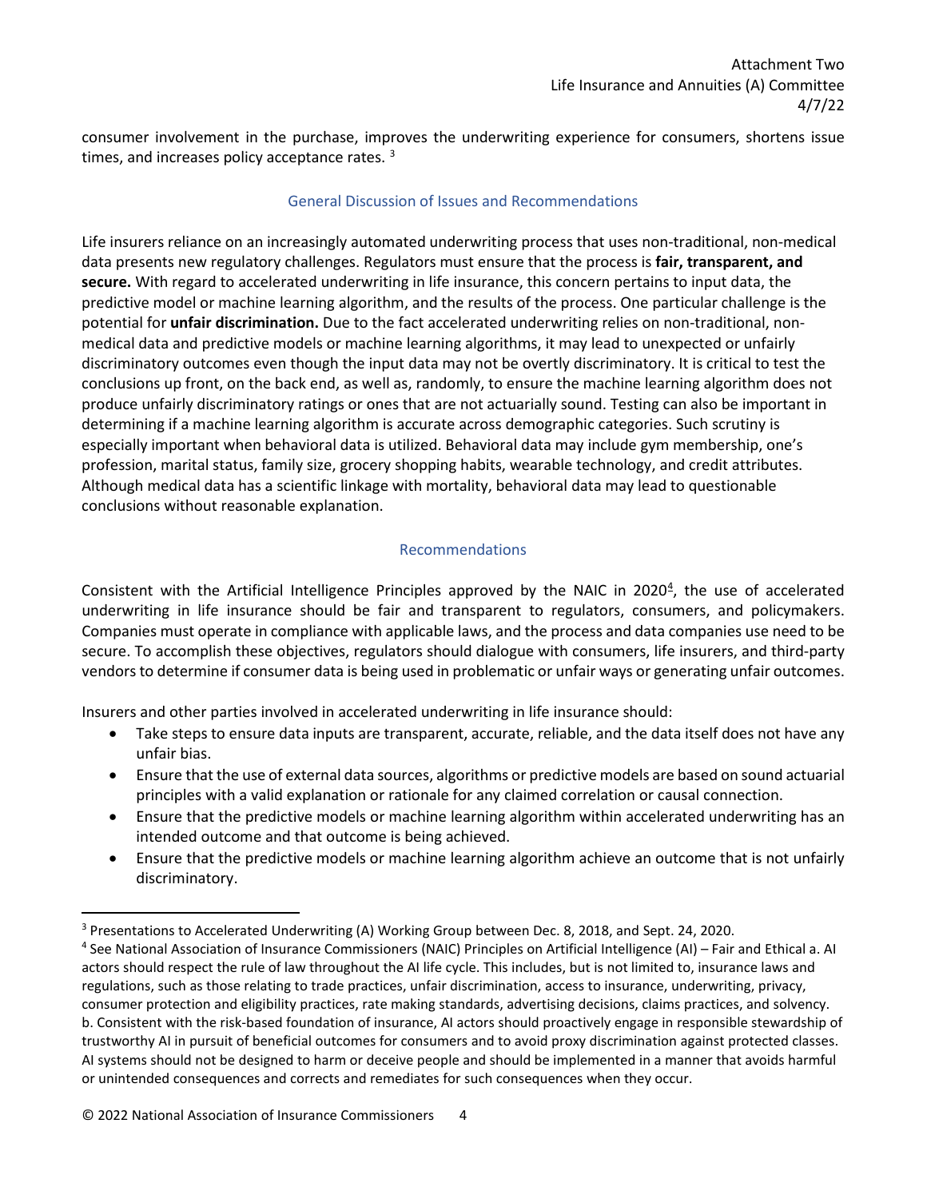consumer involvement in the purchase, improves the underwriting experience for consumers, shortens issue times, and increases policy acceptance rates. [3]

## General Discussion of Issues and Recommendations

Life insurers reliance on an increasingly automated underwriting process that uses non-traditional, non-medical data presents new regulatory challenges. Regulators must ensure that the process is **fair, transparent, and secure.** With regard to accelerated underwriting in life insurance, this concern pertains to input data, the predictive model or machine learning algorithm, and the results of the process. One particular challenge is the potential for **unfair discrimination.** Due to the fact accelerated underwriting relies on non-traditional, non-medical data and predictive models or machine learning algorithms, it may lead to unexpected or unfairly discriminatory outcomes even though the input data may not be overtly discriminatory. It is critical to test the conclusions up front, on the back end, as well as, randomly, to ensure the machine learning algorithm does not produce unfairly discriminatory ratings or ones that are not actuarially sound. Testing can also be important in determining if a machine learning algorithm is accurate across demographic categories. Such scrutiny is especially important when behavioral data is utilized. Behavioral data may include gym membership, one's profession, marital status, family size, grocery shopping habits, wearable technology, and credit attributes. Although medical data has a scientific linkage with mortality, behavioral data may lead to questionable conclusions without reasonable explanation.

## Recommendations

Consistent with the Artificial Intelligence Principles approved by the NAIC in 2020[4], the use of accelerated underwriting in life insurance should be fair and transparent to regulators, consumers, and policymakers. Companies must operate in compliance with applicable laws, and the process and data companies use need to be secure. To accomplish these objectives, regulators should dialogue with consumers, life insurers, and third-party vendors to determine if consumer data is being used in problematic or unfair ways or generating unfair outcomes.

Insurers and other parties involved in accelerated underwriting in life insurance should:

- Take steps to ensure data inputs are transparent, accurate, reliable, and the data itself does not have any unfair bias.
- Ensure that the use of external data sources, algorithms or predictive models are based on sound actuarial principles with a valid explanation or rationale for any claimed correlation or causal connection.
- Ensure that the predictive models or machine learning algorithm within accelerated underwriting has an intended outcome and that outcome is being achieved.
- Ensure that the predictive models or machine learning algorithm achieve an outcome that is not unfairly discriminatory.

---

[3] Presentations to Accelerated Underwriting (A) Working Group between Dec. 8, 2018, and Sept. 24, 2020.

[4] See National Association of Insurance Commissioners (NAIC) Principles on Artificial Intelligence (AI) – Fair and Ethical a. AI actors should respect the rule of law throughout the AI life cycle. This includes, but is not limited to, insurance laws and regulations, such as those relating to trade practices, unfair discrimination, access to insurance, underwriting, privacy, consumer protection and eligibility practices, rate making standards, advertising decisions, claims practices, and solvency. b. Consistent with the risk-based foundation of insurance, AI actors should proactively engage in responsible stewardship of trustworthy AI in pursuit of beneficial outcomes for consumers and to avoid proxy discrimination against protected classes. AI systems should not be designed to harm or deceive people and should be implemented in a manner that avoids harmful or unintended consequences and corrects and remediates for such consequences when they occur.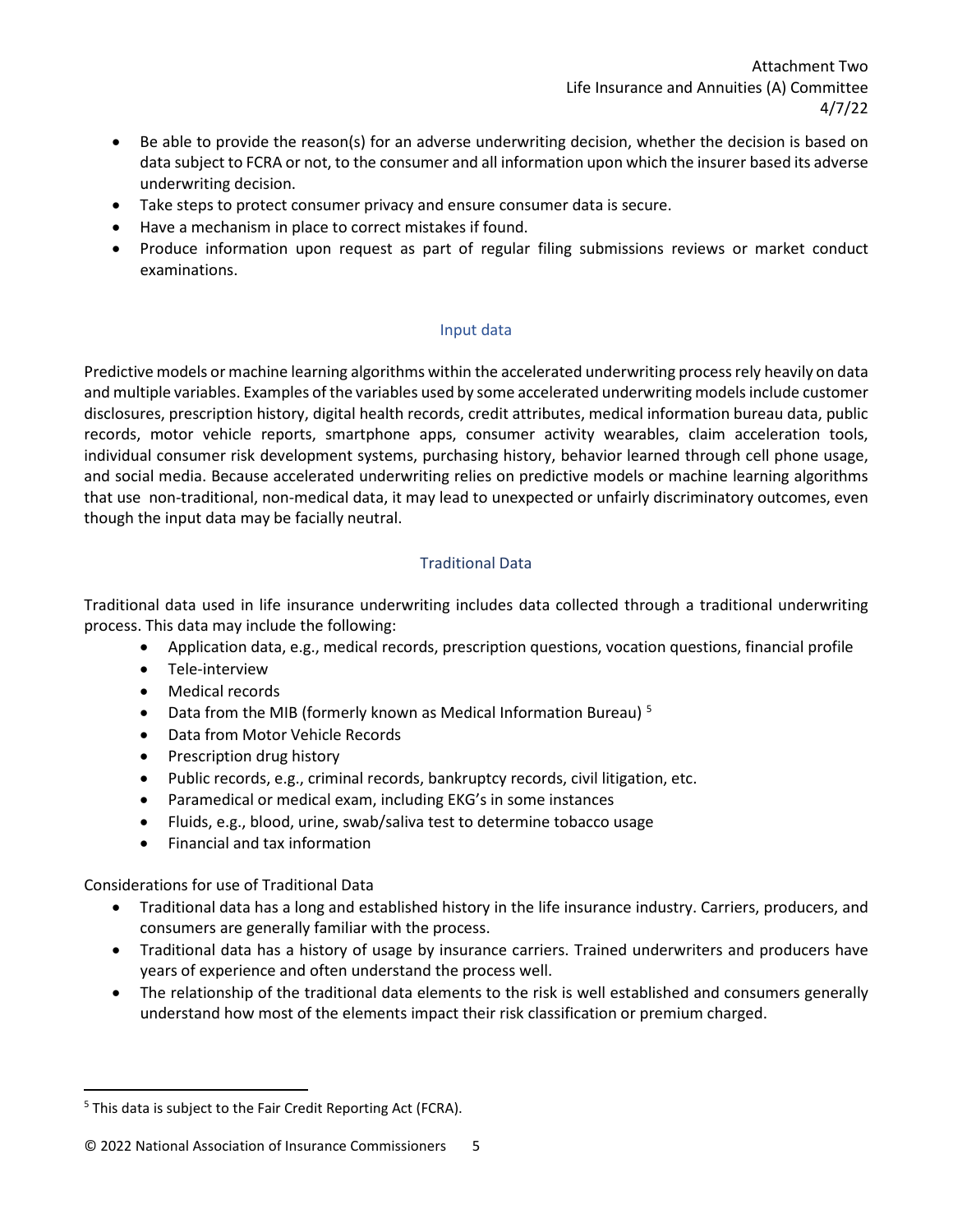- Be able to provide the reason(s) for an adverse underwriting decision, whether the decision is based on data subject to FCRA or not, to the consumer and all information upon which the insurer based its adverse underwriting decision.
- Take steps to protect consumer privacy and ensure consumer data is secure.
- Have a mechanism in place to correct mistakes if found.
- Produce information upon request as part of regular filing submissions reviews or market conduct examinations.

## Input data

Predictive models or machine learning algorithms within the accelerated underwriting process rely heavily on data and multiple variables. Examples of the variables used by some accelerated underwriting models include customer disclosures, prescription history, digital health records, credit attributes, medical information bureau data, public records, motor vehicle reports, smartphone apps, consumer activity wearables, claim acceleration tools, individual consumer risk development systems, purchasing history, behavior learned through cell phone usage, and social media. Because accelerated underwriting relies on predictive models or machine learning algorithms that use non-traditional, non-medical data, it may lead to unexpected or unfairly discriminatory outcomes, even though the input data may be facially neutral.

## Traditional Data

Traditional data used in life insurance underwriting includes data collected through a traditional underwriting process. This data may include the following:

- Application data, e.g., medical records, prescription questions, vocation questions, financial profile
- Tele-interview
- Medical records
- Data from the MIB (formerly known as Medical Information Bureau) [5]
- Data from Motor Vehicle Records
- Prescription drug history
- Public records, e.g., criminal records, bankruptcy records, civil litigation, etc.
- Paramedical or medical exam, including EKG's in some instances
- Fluids, e.g., blood, urine, swab/saliva test to determine tobacco usage
- Financial and tax information

Considerations for use of Traditional Data

- Traditional data has a long and established history in the life insurance industry. Carriers, producers, and consumers are generally familiar with the process.
- Traditional data has a history of usage by insurance carriers. Trained underwriters and producers have years of experience and often understand the process well.
- The relationship of the traditional data elements to the risk is well established and consumers generally understand how most of the elements impact their risk classification or premium charged.

[5] This data is subject to the Fair Credit Reporting Act (FCRA).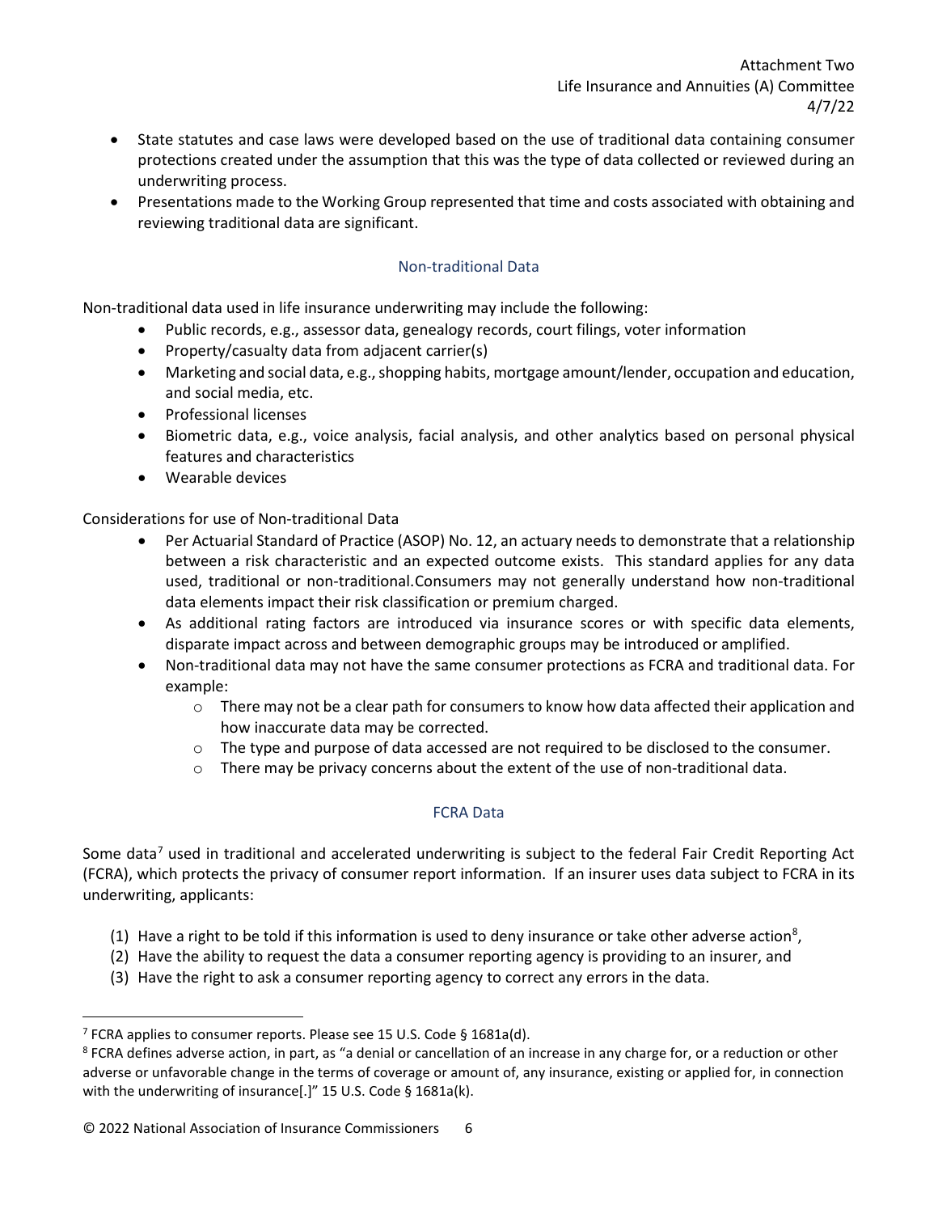- State statutes and case laws were developed based on the use of traditional data containing consumer protections created under the assumption that this was the type of data collected or reviewed during an underwriting process.
- Presentations made to the Working Group represented that time and costs associated with obtaining and reviewing traditional data are significant.

### Non-traditional Data

Non-traditional data used in life insurance underwriting may include the following:

- Public records, e.g., assessor data, genealogy records, court filings, voter information
- Property/casualty data from adjacent carrier(s)
- Marketing and social data, e.g., shopping habits, mortgage amount/lender, occupation and education, and social media, etc.
- Professional licenses
- Biometric data, e.g., voice analysis, facial analysis, and other analytics based on personal physical features and characteristics
- Wearable devices

Considerations for use of Non-traditional Data

- Per Actuarial Standard of Practice (ASOP) No. 12, an actuary needs to demonstrate that a relationship between a risk characteristic and an expected outcome exists. This standard applies for any data used, traditional or non-traditional.Consumers may not generally understand how non-traditional data elements impact their risk classification or premium charged.
- As additional rating factors are introduced via insurance scores or with specific data elements, disparate impact across and between demographic groups may be introduced or amplified.
- Non-traditional data may not have the same consumer protections as FCRA and traditional data. For example:
  - There may not be a clear path for consumers to know how data affected their application and how inaccurate data may be corrected.
  - The type and purpose of data accessed are not required to be disclosed to the consumer.
  - There may be privacy concerns about the extent of the use of non-traditional data.

### FCRA Data

Some data[7] used in traditional and accelerated underwriting is subject to the federal Fair Credit Reporting Act (FCRA), which protects the privacy of consumer report information. If an insurer uses data subject to FCRA in its underwriting, applicants:

(1) Have a right to be told if this information is used to deny insurance or take other adverse action[8],
(2) Have the ability to request the data a consumer reporting agency is providing to an insurer, and
(3) Have the right to ask a consumer reporting agency to correct any errors in the data.

---

[7] FCRA applies to consumer reports. Please see 15 U.S. Code § 1681a(d).

[8] FCRA defines adverse action, in part, as "a denial or cancellation of an increase in any charge for, or a reduction or other adverse or unfavorable change in the terms of coverage or amount of, any insurance, existing or applied for, in connection with the underwriting of insurance[.]" 15 U.S. Code § 1681a(k).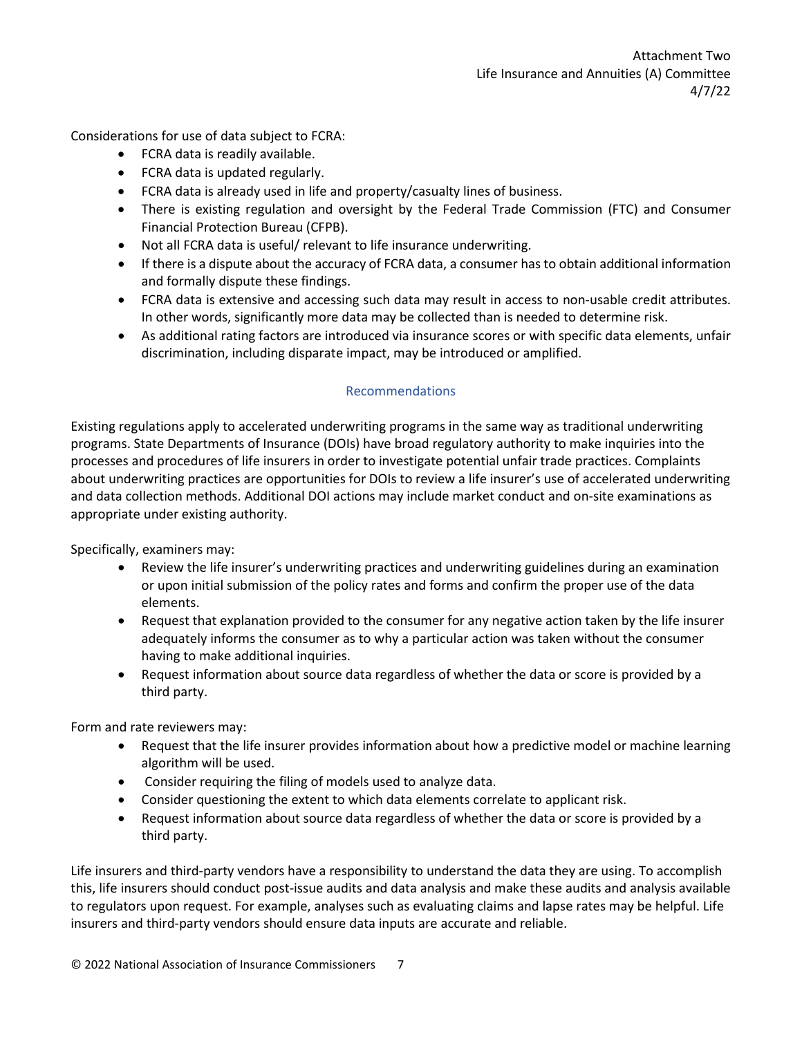Considerations for use of data subject to FCRA:

- FCRA data is readily available.
- FCRA data is updated regularly.
- FCRA data is already used in life and property/casualty lines of business.
- There is existing regulation and oversight by the Federal Trade Commission (FTC) and Consumer Financial Protection Bureau (CFPB).
- Not all FCRA data is useful/ relevant to life insurance underwriting.
- If there is a dispute about the accuracy of FCRA data, a consumer has to obtain additional information and formally dispute these findings.
- FCRA data is extensive and accessing such data may result in access to non-usable credit attributes. In other words, significantly more data may be collected than is needed to determine risk.
- As additional rating factors are introduced via insurance scores or with specific data elements, unfair discrimination, including disparate impact, may be introduced or amplified.

## Recommendations

Existing regulations apply to accelerated underwriting programs in the same way as traditional underwriting programs. State Departments of Insurance (DOIs) have broad regulatory authority to make inquiries into the processes and procedures of life insurers in order to investigate potential unfair trade practices. Complaints about underwriting practices are opportunities for DOIs to review a life insurer's use of accelerated underwriting and data collection methods. Additional DOI actions may include market conduct and on-site examinations as appropriate under existing authority.

Specifically, examiners may:

- Review the life insurer's underwriting practices and underwriting guidelines during an examination or upon initial submission of the policy rates and forms and confirm the proper use of the data elements.
- Request that explanation provided to the consumer for any negative action taken by the life insurer adequately informs the consumer as to why a particular action was taken without the consumer having to make additional inquiries.
- Request information about source data regardless of whether the data or score is provided by a third party.

Form and rate reviewers may:

- Request that the life insurer provides information about how a predictive model or machine learning algorithm will be used.
- Consider requiring the filing of models used to analyze data.
- Consider questioning the extent to which data elements correlate to applicant risk.
- Request information about source data regardless of whether the data or score is provided by a third party.

Life insurers and third-party vendors have a responsibility to understand the data they are using. To accomplish this, life insurers should conduct post-issue audits and data analysis and make these audits and analysis available to regulators upon request. For example, analyses such as evaluating claims and lapse rates may be helpful. Life insurers and third-party vendors should ensure data inputs are accurate and reliable.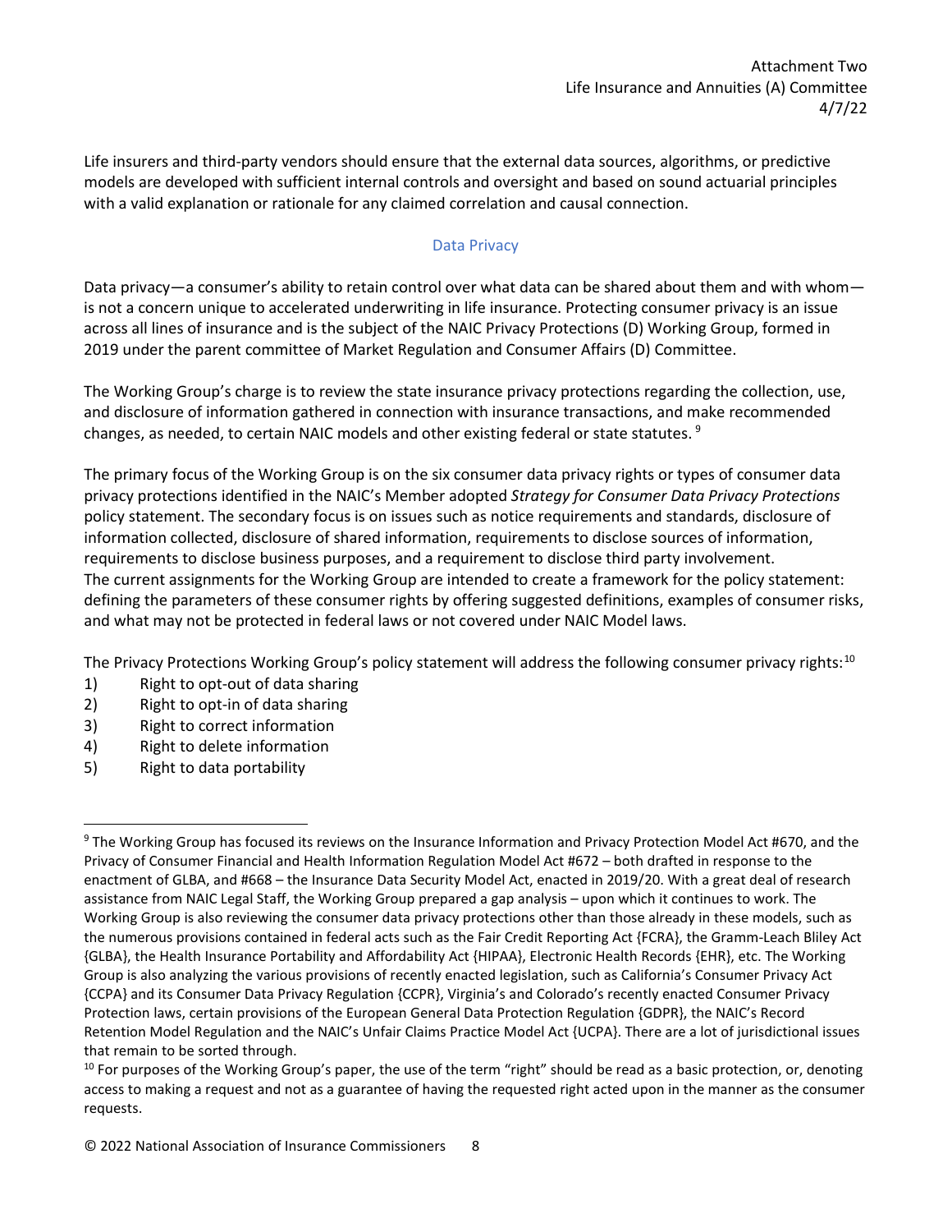Life insurers and third-party vendors should ensure that the external data sources, algorithms, or predictive models are developed with sufficient internal controls and oversight and based on sound actuarial principles with a valid explanation or rationale for any claimed correlation and causal connection.

## Data Privacy

Data privacy—a consumer's ability to retain control over what data can be shared about them and with whom—is not a concern unique to accelerated underwriting in life insurance. Protecting consumer privacy is an issue across all lines of insurance and is the subject of the NAIC Privacy Protections (D) Working Group, formed in 2019 under the parent committee of Market Regulation and Consumer Affairs (D) Committee.

The Working Group's charge is to review the state insurance privacy protections regarding the collection, use, and disclosure of information gathered in connection with insurance transactions, and make recommended changes, as needed, to certain NAIC models and other existing federal or state statutes.[9]

The primary focus of the Working Group is on the six consumer data privacy rights or types of consumer data privacy protections identified in the NAIC's Member adopted *Strategy for Consumer Data Privacy Protections* policy statement. The secondary focus is on issues such as notice requirements and standards, disclosure of information collected, disclosure of shared information, requirements to disclose sources of information, requirements to disclose business purposes, and a requirement to disclose third party involvement. The current assignments for the Working Group are intended to create a framework for the policy statement: defining the parameters of these consumer rights by offering suggested definitions, examples of consumer risks, and what may not be protected in federal laws or not covered under NAIC Model laws.

The Privacy Protections Working Group's policy statement will address the following consumer privacy rights:[10]

1) Right to opt-out of data sharing
2) Right to opt-in of data sharing
3) Right to correct information
4) Right to delete information
5) Right to data portability

---

[9] The Working Group has focused its reviews on the Insurance Information and Privacy Protection Model Act #670, and the Privacy of Consumer Financial and Health Information Regulation Model Act #672 – both drafted in response to the enactment of GLBA, and #668 – the Insurance Data Security Model Act, enacted in 2019/20. With a great deal of research assistance from NAIC Legal Staff, the Working Group prepared a gap analysis – upon which it continues to work. The Working Group is also reviewing the consumer data privacy protections other than those already in these models, such as the numerous provisions contained in federal acts such as the Fair Credit Reporting Act {FCRA}, the Gramm-Leach Bliley Act {GLBA}, the Health Insurance Portability and Affordability Act {HIPAA}, Electronic Health Records {EHR}, etc. The Working Group is also analyzing the various provisions of recently enacted legislation, such as California's Consumer Privacy Act {CCPA} and its Consumer Data Privacy Regulation {CCPR}, Virginia's and Colorado's recently enacted Consumer Privacy Protection laws, certain provisions of the European General Data Protection Regulation {GDPR}, the NAIC's Record Retention Model Regulation and the NAIC's Unfair Claims Practice Model Act {UCPA}. There are a lot of jurisdictional issues that remain to be sorted through.

[10] For purposes of the Working Group's paper, the use of the term "right" should be read as a basic protection, or, denoting access to making a request and not as a guarantee of having the requested right acted upon in the manner as the consumer requests.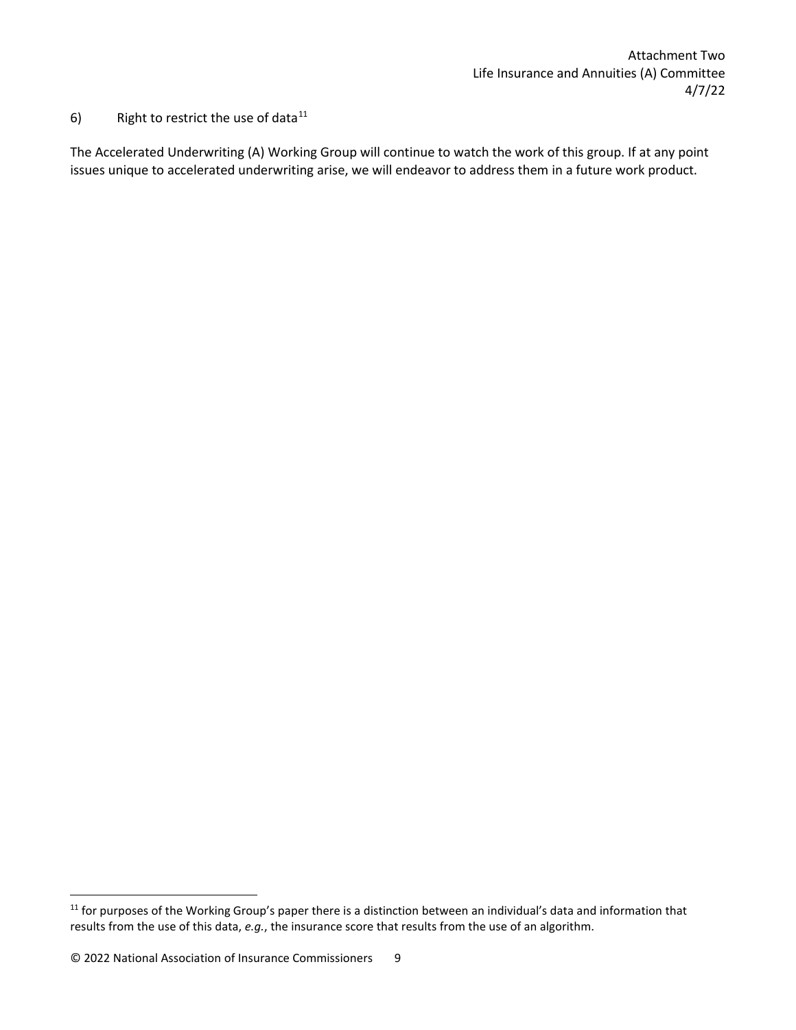6) Right to restrict the use of data[11]

The Accelerated Underwriting (A) Working Group will continue to watch the work of this group. If at any point issues unique to accelerated underwriting arise, we will endeavor to address them in a future work product.

[11] for purposes of the Working Group's paper there is a distinction between an individual's data and information that results from the use of this data, *e.g.*, the insurance score that results from the use of an algorithm.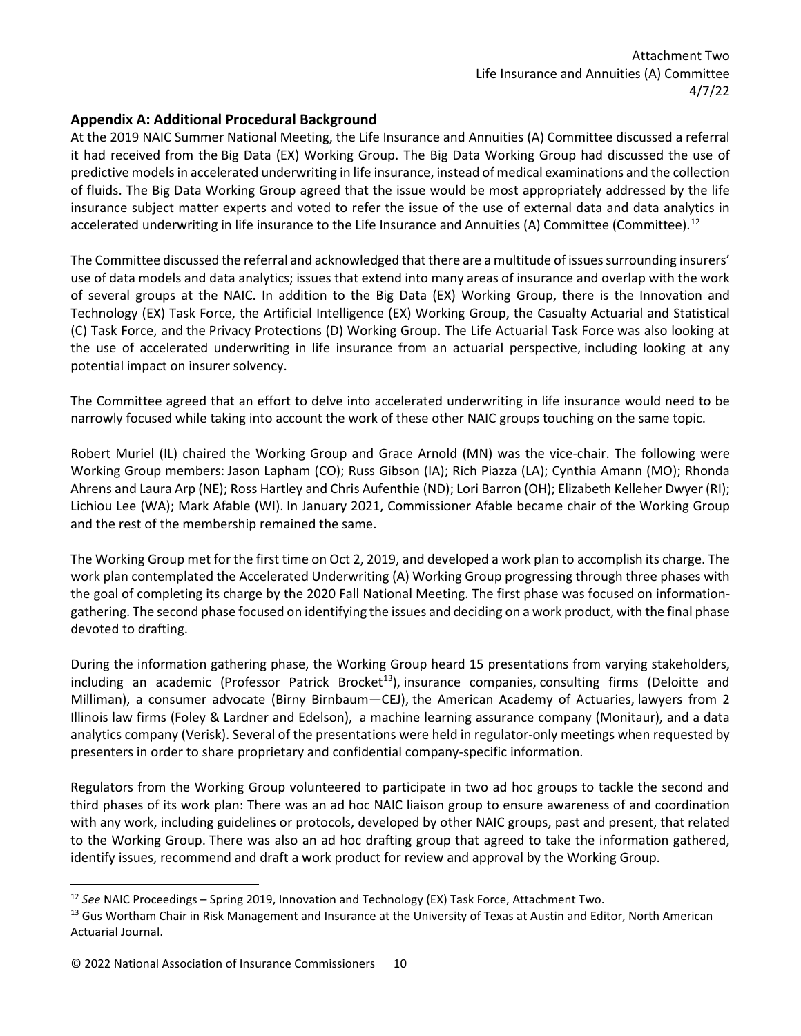## Appendix A: Additional Procedural Background

At the 2019 NAIC Summer National Meeting, the Life Insurance and Annuities (A) Committee discussed a referral it had received from the Big Data (EX) Working Group. The Big Data Working Group had discussed the use of predictive models in accelerated underwriting in life insurance, instead of medical examinations and the collection of fluids. The Big Data Working Group agreed that the issue would be most appropriately addressed by the life insurance subject matter experts and voted to refer the issue of the use of external data and data analytics in accelerated underwriting in life insurance to the Life Insurance and Annuities (A) Committee (Committee).[12]

The Committee discussed the referral and acknowledged that there are a multitude of issues surrounding insurers' use of data models and data analytics; issues that extend into many areas of insurance and overlap with the work of several groups at the NAIC. In addition to the Big Data (EX) Working Group, there is the Innovation and Technology (EX) Task Force, the Artificial Intelligence (EX) Working Group, the Casualty Actuarial and Statistical (C) Task Force, and the Privacy Protections (D) Working Group. The Life Actuarial Task Force was also looking at the use of accelerated underwriting in life insurance from an actuarial perspective, including looking at any potential impact on insurer solvency.

The Committee agreed that an effort to delve into accelerated underwriting in life insurance would need to be narrowly focused while taking into account the work of these other NAIC groups touching on the same topic.

Robert Muriel (IL) chaired the Working Group and Grace Arnold (MN) was the vice-chair. The following were Working Group members: Jason Lapham (CO); Russ Gibson (IA); Rich Piazza (LA); Cynthia Amann (MO); Rhonda Ahrens and Laura Arp (NE); Ross Hartley and Chris Aufenthie (ND); Lori Barron (OH); Elizabeth Kelleher Dwyer (RI); Lichiou Lee (WA); Mark Afable (WI). In January 2021, Commissioner Afable became chair of the Working Group and the rest of the membership remained the same.

The Working Group met for the first time on Oct 2, 2019, and developed a work plan to accomplish its charge. The work plan contemplated the Accelerated Underwriting (A) Working Group progressing through three phases with the goal of completing its charge by the 2020 Fall National Meeting. The first phase was focused on information-gathering. The second phase focused on identifying the issues and deciding on a work product, with the final phase devoted to drafting.

During the information gathering phase, the Working Group heard 15 presentations from varying stakeholders, including an academic (Professor Patrick Brocket[13]), insurance companies, consulting firms (Deloitte and Milliman), a consumer advocate (Birny Birnbaum—CEJ), the American Academy of Actuaries, lawyers from 2 Illinois law firms (Foley & Lardner and Edelson), a machine learning assurance company (Monitaur), and a data analytics company (Verisk). Several of the presentations were held in regulator-only meetings when requested by presenters in order to share proprietary and confidential company-specific information.

Regulators from the Working Group volunteered to participate in two ad hoc groups to tackle the second and third phases of its work plan: There was an ad hoc NAIC liaison group to ensure awareness of and coordination with any work, including guidelines or protocols, developed by other NAIC groups, past and present, that related to the Working Group. There was also an ad hoc drafting group that agreed to take the information gathered, identify issues, recommend and draft a work product for review and approval by the Working Group.

---

[12] *See* NAIC Proceedings – Spring 2019, Innovation and Technology (EX) Task Force, Attachment Two.

[13] Gus Wortham Chair in Risk Management and Insurance at the University of Texas at Austin and Editor, North American Actuarial Journal.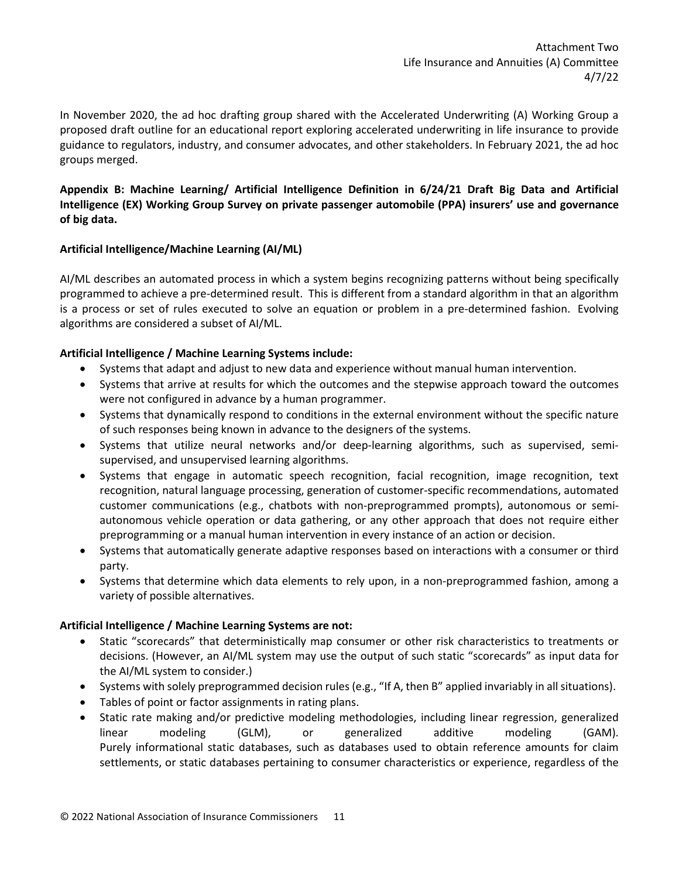In November 2020, the ad hoc drafting group shared with the Accelerated Underwriting (A) Working Group a proposed draft outline for an educational report exploring accelerated underwriting in life insurance to provide guidance to regulators, industry, and consumer advocates, and other stakeholders. In February 2021, the ad hoc groups merged.

**Appendix B: Machine Learning/ Artificial Intelligence Definition in 6/24/21 Draft Big Data and Artificial Intelligence (EX) Working Group Survey on private passenger automobile (PPA) insurers' use and governance of big data.**

**Artificial Intelligence/Machine Learning (AI/ML)**

AI/ML describes an automated process in which a system begins recognizing patterns without being specifically programmed to achieve a pre-determined result. This is different from a standard algorithm in that an algorithm is a process or set of rules executed to solve an equation or problem in a pre-determined fashion. Evolving algorithms are considered a subset of AI/ML.

**Artificial Intelligence / Machine Learning Systems include:**

- Systems that adapt and adjust to new data and experience without manual human intervention.
- Systems that arrive at results for which the outcomes and the stepwise approach toward the outcomes were not configured in advance by a human programmer.
- Systems that dynamically respond to conditions in the external environment without the specific nature of such responses being known in advance to the designers of the systems.
- Systems that utilize neural networks and/or deep-learning algorithms, such as supervised, semi-supervised, and unsupervised learning algorithms.
- Systems that engage in automatic speech recognition, facial recognition, image recognition, text recognition, natural language processing, generation of customer-specific recommendations, automated customer communications (e.g., chatbots with non-preprogrammed prompts), autonomous or semi-autonomous vehicle operation or data gathering, or any other approach that does not require either preprogramming or a manual human intervention in every instance of an action or decision.
- Systems that automatically generate adaptive responses based on interactions with a consumer or third party.
- Systems that determine which data elements to rely upon, in a non-preprogrammed fashion, among a variety of possible alternatives.

**Artificial Intelligence / Machine Learning Systems are not:**

- Static "scorecards" that deterministically map consumer or other risk characteristics to treatments or decisions. (However, an AI/ML system may use the output of such static "scorecards" as input data for the AI/ML system to consider.)
- Systems with solely preprogrammed decision rules (e.g., "If A, then B" applied invariably in all situations).
- Tables of point or factor assignments in rating plans.
- Static rate making and/or predictive modeling methodologies, including linear regression, generalized linear modeling (GLM), or generalized additive modeling (GAM).
  Purely informational static databases, such as databases used to obtain reference amounts for claim settlements, or static databases pertaining to consumer characteristics or experience, regardless of the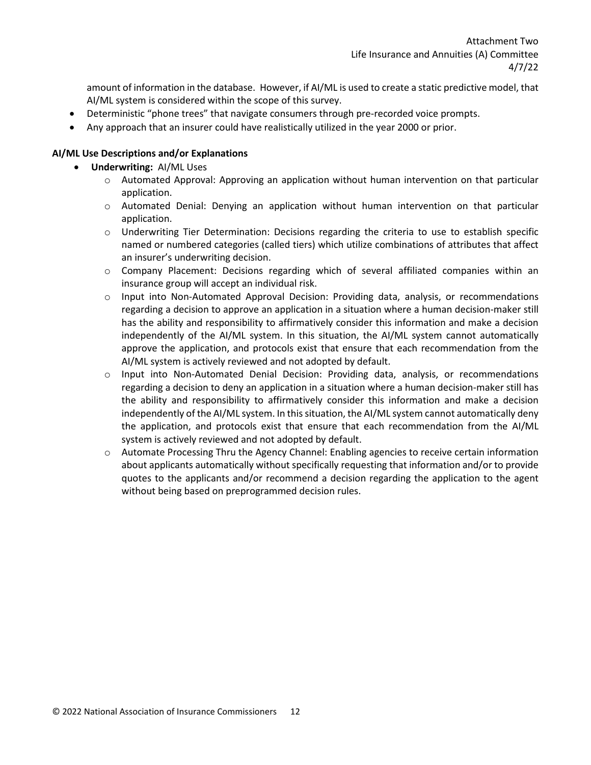amount of information in the database. However, if AI/ML is used to create a static predictive model, that AI/ML system is considered within the scope of this survey.

- Deterministic "phone trees" that navigate consumers through pre-recorded voice prompts.
- Any approach that an insurer could have realistically utilized in the year 2000 or prior.

**AI/ML Use Descriptions and/or Explanations**

- **Underwriting:** AI/ML Uses
  - Automated Approval: Approving an application without human intervention on that particular application.
  - Automated Denial: Denying an application without human intervention on that particular application.
  - Underwriting Tier Determination: Decisions regarding the criteria to use to establish specific named or numbered categories (called tiers) which utilize combinations of attributes that affect an insurer's underwriting decision.
  - Company Placement: Decisions regarding which of several affiliated companies within an insurance group will accept an individual risk.
  - Input into Non-Automated Approval Decision: Providing data, analysis, or recommendations regarding a decision to approve an application in a situation where a human decision-maker still has the ability and responsibility to affirmatively consider this information and make a decision independently of the AI/ML system. In this situation, the AI/ML system cannot automatically approve the application, and protocols exist that ensure that each recommendation from the AI/ML system is actively reviewed and not adopted by default.
  - Input into Non-Automated Denial Decision: Providing data, analysis, or recommendations regarding a decision to deny an application in a situation where a human decision-maker still has the ability and responsibility to affirmatively consider this information and make a decision independently of the AI/ML system. In this situation, the AI/ML system cannot automatically deny the application, and protocols exist that ensure that each recommendation from the AI/ML system is actively reviewed and not adopted by default.
  - Automate Processing Thru the Agency Channel: Enabling agencies to receive certain information about applicants automatically without specifically requesting that information and/or to provide quotes to the applicants and/or recommend a decision regarding the application to the agent without being based on preprogrammed decision rules.